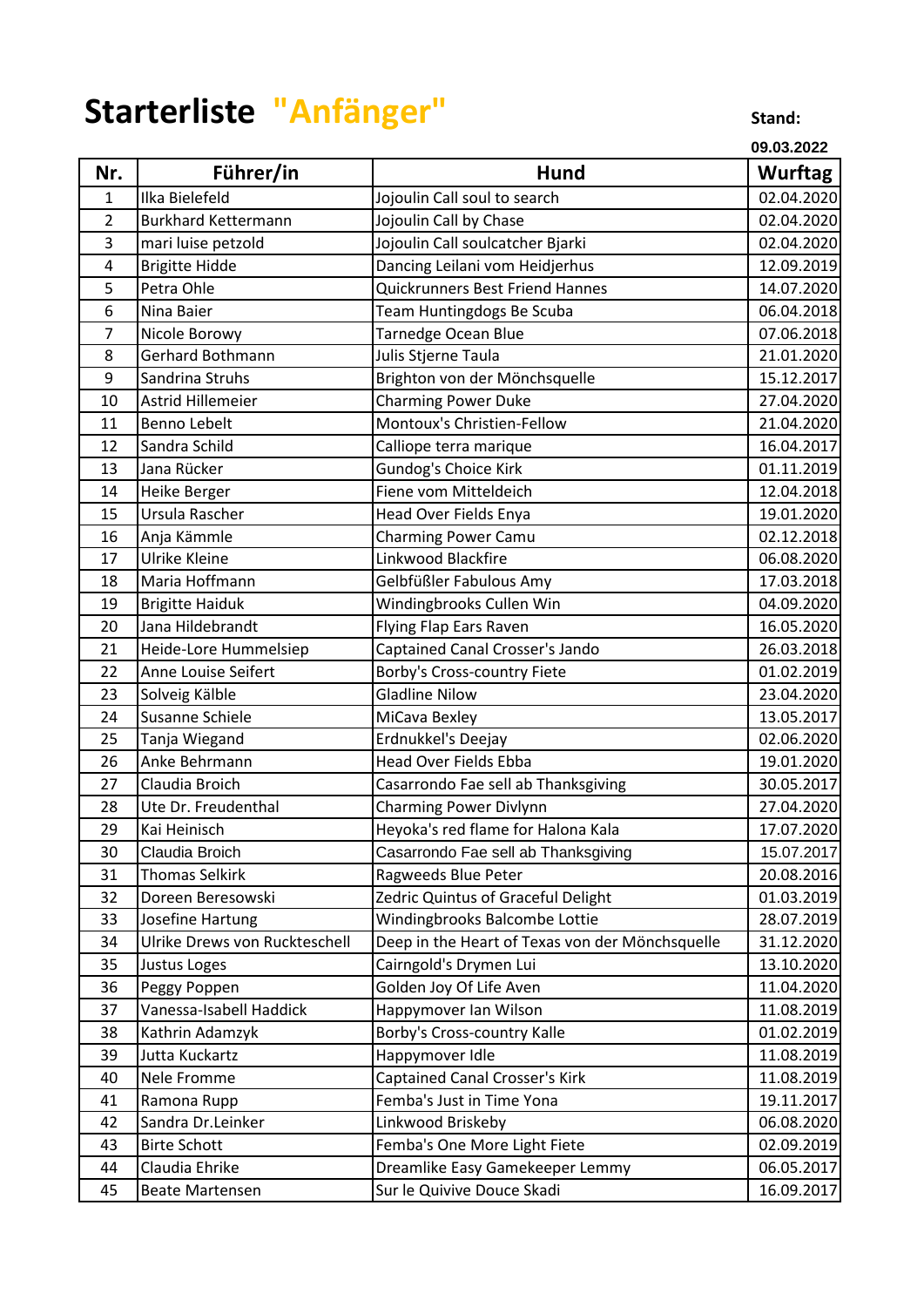# Starterliste "Anfänger"

**Stand:**

**09.03.2022**

| Nr. | Führer/in | Hund | Wurftag |
|---|---|---|---|
| 1 | Ilka Bielefeld | Jojoulin Call soul to search | 02.04.2020 |
| 2 | Burkhard Kettermann | Jojoulin Call by Chase | 02.04.2020 |
| 3 | mari luise petzold | Jojoulin Call soulcatcher Bjarki | 02.04.2020 |
| 4 | Brigitte Hidde | Dancing Leilani vom Heidjerhus | 12.09.2019 |
| 5 | Petra Ohle | Quickrunners Best Friend Hannes | 14.07.2020 |
| 6 | Nina Baier | Team Huntingdogs Be Scuba | 06.04.2018 |
| 7 | Nicole Borowy | Tarnedge Ocean Blue | 07.06.2018 |
| 8 | Gerhard Bothmann | Julis Stjerne Taula | 21.01.2020 |
| 9 | Sandrina Struhs | Brighton von der Mönchsquelle | 15.12.2017 |
| 10 | Astrid Hillemeier | Charming Power Duke | 27.04.2020 |
| 11 | Benno Lebelt | Montoux's Christien-Fellow | 21.04.2020 |
| 12 | Sandra Schild | Calliope terra marique | 16.04.2017 |
| 13 | Jana Rücker | Gundog's Choice Kirk | 01.11.2019 |
| 14 | Heike Berger | Fiene vom Mitteldeich | 12.04.2018 |
| 15 | Ursula Rascher | Head Over Fields Enya | 19.01.2020 |
| 16 | Anja Kämmle | Charming Power Camu | 02.12.2018 |
| 17 | Ulrike Kleine | Linkwood Blackfire | 06.08.2020 |
| 18 | Maria Hoffmann | Gelbfüßler Fabulous Amy | 17.03.2018 |
| 19 | Brigitte Haiduk | Windingbrooks Cullen Win | 04.09.2020 |
| 20 | Jana Hildebrandt | Flying Flap Ears Raven | 16.05.2020 |
| 21 | Heide-Lore Hummelsiep | Captained Canal Crosser's Jando | 26.03.2018 |
| 22 | Anne Louise Seifert | Borby's Cross-country Fiete | 01.02.2019 |
| 23 | Solveig Kälble | Gladline Nilow | 23.04.2020 |
| 24 | Susanne Schiele | MiCava Bexley | 13.05.2017 |
| 25 | Tanja Wiegand | Erdnukkel's Deejay | 02.06.2020 |
| 26 | Anke Behrmann | Head Over Fields Ebba | 19.01.2020 |
| 27 | Claudia Broich | Casarrondo Fae sell ab Thanksgiving | 30.05.2017 |
| 28 | Ute Dr. Freudenthal | Charming Power Divlynn | 27.04.2020 |
| 29 | Kai Heinisch | Heyoka's red flame for Halona Kala | 17.07.2020 |
| 30 | Claudia Broich | Casarrondo Fae sell ab Thanksgiving | 15.07.2017 |
| 31 | Thomas Selkirk | Ragweeds Blue Peter | 20.08.2016 |
| 32 | Doreen Beresowski | Zedric Quintus of Graceful Delight | 01.03.2019 |
| 33 | Josefine Hartung | Windingbrooks Balcombe Lottie | 28.07.2019 |
| 34 | Ulrike Drews von Ruckteschell | Deep in the Heart of Texas von der Mönchsquelle | 31.12.2020 |
| 35 | Justus Loges | Cairngold's Drymen Lui | 13.10.2020 |
| 36 | Peggy Poppen | Golden Joy Of Life Aven | 11.04.2020 |
| 37 | Vanessa-Isabell Haddick | Happymover Ian Wilson | 11.08.2019 |
| 38 | Kathrin Adamzyk | Borby's Cross-country Kalle | 01.02.2019 |
| 39 | Jutta Kuckartz | Happymover Idle | 11.08.2019 |
| 40 | Nele Fromme | Captained Canal Crosser's Kirk | 11.08.2019 |
| 41 | Ramona Rupp | Femba's Just in Time Yona | 19.11.2017 |
| 42 | Sandra Dr.Leinker | Linkwood Briskeby | 06.08.2020 |
| 43 | Birte Schott | Femba's One More Light Fiete | 02.09.2019 |
| 44 | Claudia Ehrike | Dreamlike Easy Gamekeeper Lemmy | 06.05.2017 |
| 45 | Beate Martensen | Sur le Quivive Douce Skadi | 16.09.2017 |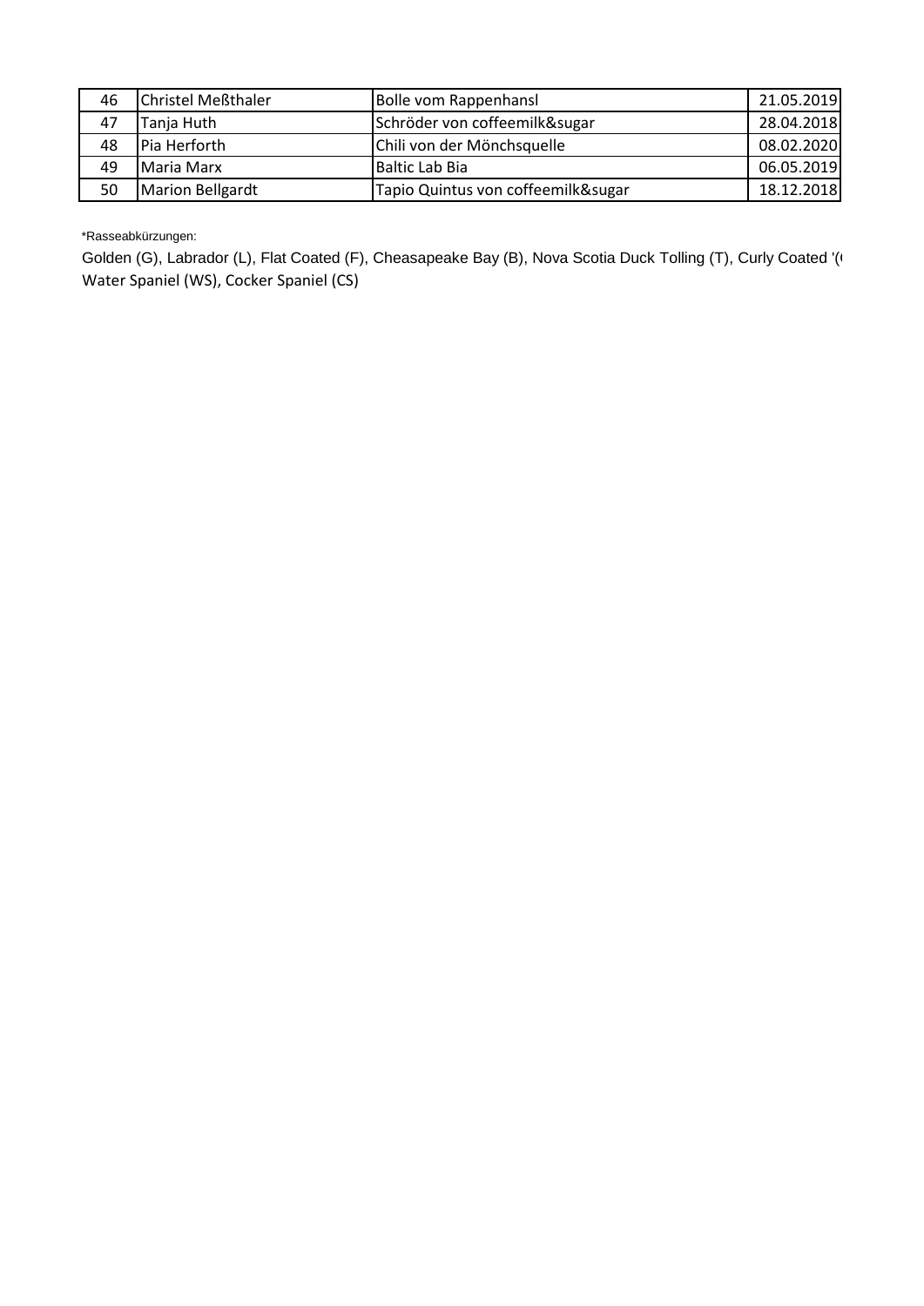| | | | |
|---|---|---|---|
| 46 | Christel Meßthaler | Bolle vom Rappenhansl | 21.05.2019 |
| 47 | Tanja Huth | Schröder von coffeemilk&sugar | 28.04.2018 |
| 48 | Pia Herforth | Chili von der Mönchsquelle | 08.02.2020 |
| 49 | Maria Marx | Baltic Lab Bia | 06.05.2019 |
| 50 | Marion Bellgardt | Tapio Quintus von coffeemilk&sugar | 18.12.2018 |

*Rasseabkürzungen:

Golden (G), Labrador (L), Flat Coated (F), Cheasapeake Bay (B), Nova Scotia Duck Tolling (T), Curly Coated '(
Water Spaniel (WS), Cocker Spaniel (CS)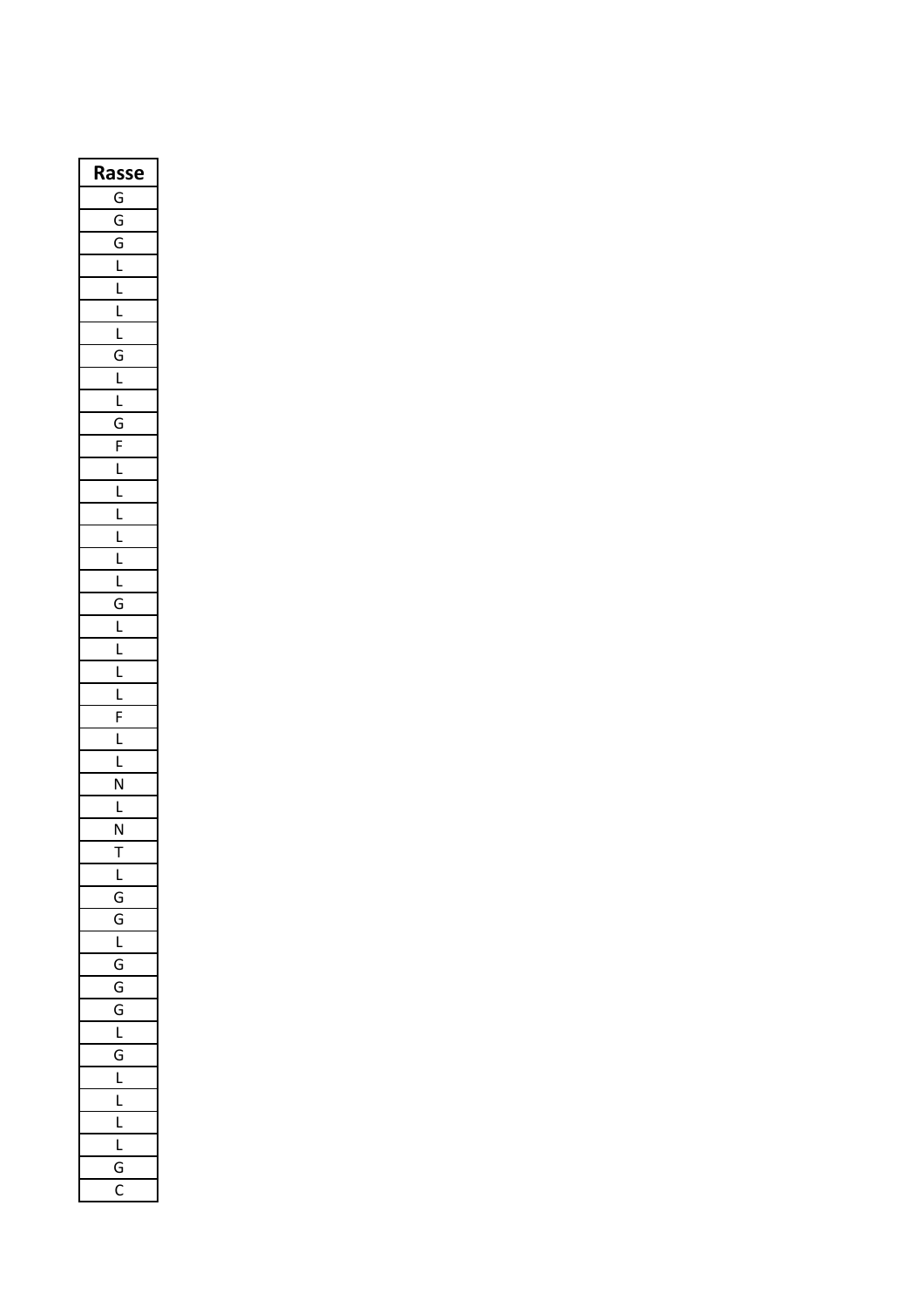| Rasse |
| --- |
| G |
| G |
| G |
| L |
| L |
| L |
| L |
| G |
| L |
| L |
| G |
| F |
| L |
| L |
| L |
| L |
| L |
| L |
| G |
| L |
| L |
| L |
| L |
| F |
| L |
| L |
| N |
| L |
| N |
| T |
| L |
| G |
| G |
| L |
| G |
| G |
| G |
| L |
| G |
| L |
| L |
| L |
| L |
| G |
| C |